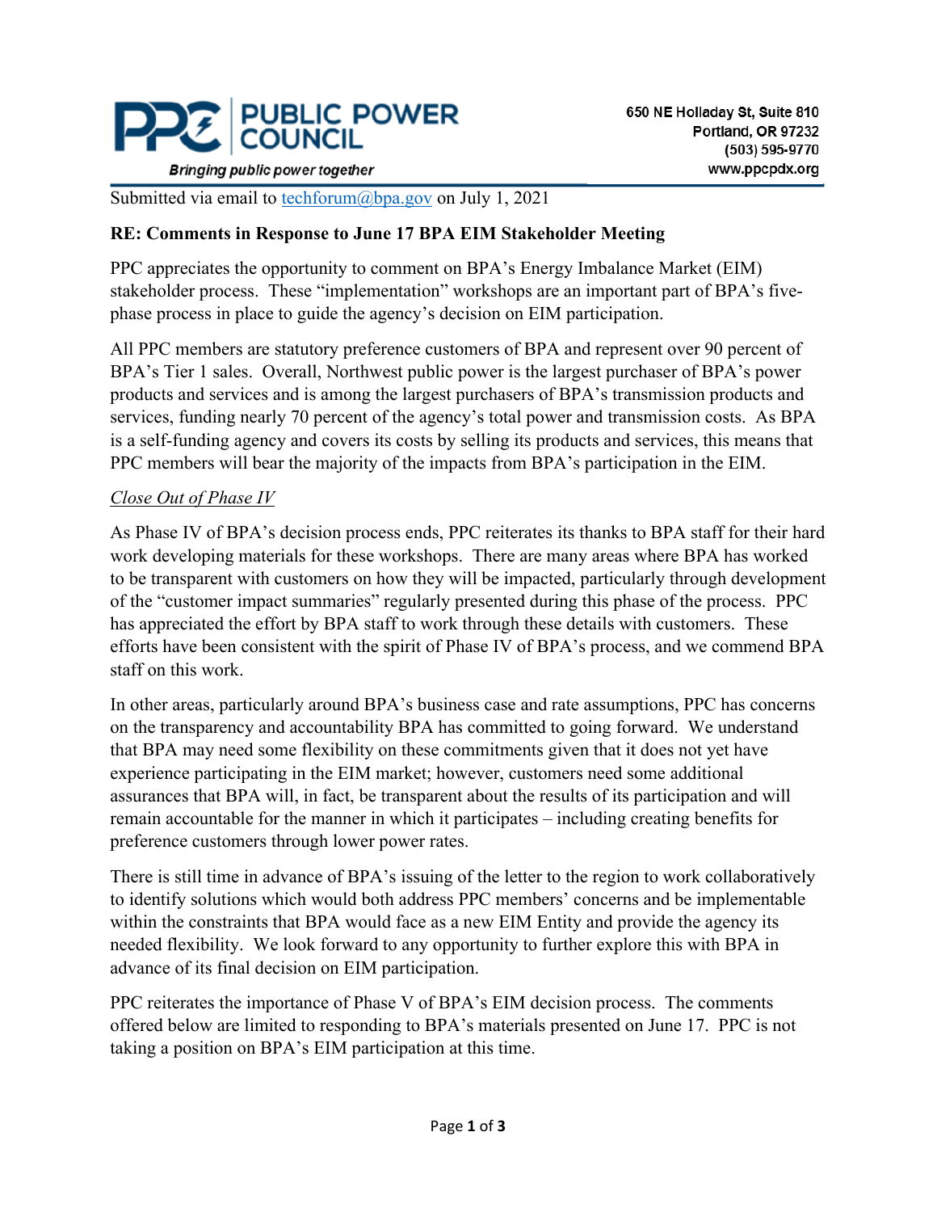PUBLIC POWER COUNCIL

*Bringing public power together*

650 NE Holladay St, Suite 810
Portland, OR 97232
(503) 595-9770
www.ppcpdx.org

Submitted via email to techforum@bpa.gov on July 1, 2021

**RE: Comments in Response to June 17 BPA EIM Stakeholder Meeting**

PPC appreciates the opportunity to comment on BPA's Energy Imbalance Market (EIM) stakeholder process. These "implementation" workshops are an important part of BPA's five-phase process in place to guide the agency's decision on EIM participation.

All PPC members are statutory preference customers of BPA and represent over 90 percent of BPA's Tier 1 sales. Overall, Northwest public power is the largest purchaser of BPA's power products and services and is among the largest purchasers of BPA's transmission products and services, funding nearly 70 percent of the agency's total power and transmission costs. As BPA is a self-funding agency and covers its costs by selling its products and services, this means that PPC members will bear the majority of the impacts from BPA's participation in the EIM.

*Close Out of Phase IV*

As Phase IV of BPA's decision process ends, PPC reiterates its thanks to BPA staff for their hard work developing materials for these workshops. There are many areas where BPA has worked to be transparent with customers on how they will be impacted, particularly through development of the "customer impact summaries" regularly presented during this phase of the process. PPC has appreciated the effort by BPA staff to work through these details with customers. These efforts have been consistent with the spirit of Phase IV of BPA's process, and we commend BPA staff on this work.

In other areas, particularly around BPA's business case and rate assumptions, PPC has concerns on the transparency and accountability BPA has committed to going forward. We understand that BPA may need some flexibility on these commitments given that it does not yet have experience participating in the EIM market; however, customers need some additional assurances that BPA will, in fact, be transparent about the results of its participation and will remain accountable for the manner in which it participates – including creating benefits for preference customers through lower power rates.

There is still time in advance of BPA's issuing of the letter to the region to work collaboratively to identify solutions which would both address PPC members' concerns and be implementable within the constraints that BPA would face as a new EIM Entity and provide the agency its needed flexibility. We look forward to any opportunity to further explore this with BPA in advance of its final decision on EIM participation.

PPC reiterates the importance of Phase V of BPA's EIM decision process. The comments offered below are limited to responding to BPA's materials presented on June 17. PPC is not taking a position on BPA's EIM participation at this time.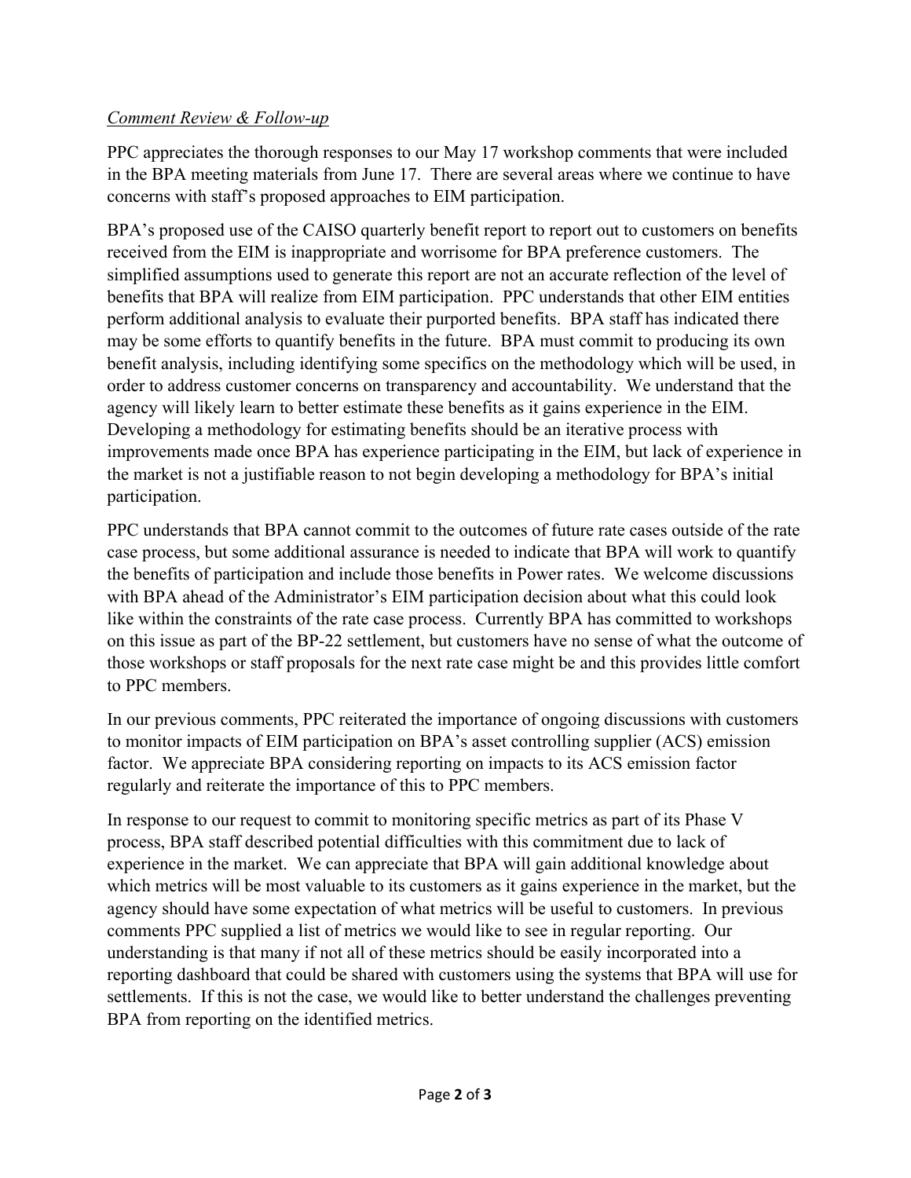*Comment Review & Follow-up*

PPC appreciates the thorough responses to our May 17 workshop comments that were included in the BPA meeting materials from June 17. There are several areas where we continue to have concerns with staff's proposed approaches to EIM participation.

BPA's proposed use of the CAISO quarterly benefit report to report out to customers on benefits received from the EIM is inappropriate and worrisome for BPA preference customers. The simplified assumptions used to generate this report are not an accurate reflection of the level of benefits that BPA will realize from EIM participation. PPC understands that other EIM entities perform additional analysis to evaluate their purported benefits. BPA staff has indicated there may be some efforts to quantify benefits in the future. BPA must commit to producing its own benefit analysis, including identifying some specifics on the methodology which will be used, in order to address customer concerns on transparency and accountability. We understand that the agency will likely learn to better estimate these benefits as it gains experience in the EIM. Developing a methodology for estimating benefits should be an iterative process with improvements made once BPA has experience participating in the EIM, but lack of experience in the market is not a justifiable reason to not begin developing a methodology for BPA's initial participation.

PPC understands that BPA cannot commit to the outcomes of future rate cases outside of the rate case process, but some additional assurance is needed to indicate that BPA will work to quantify the benefits of participation and include those benefits in Power rates. We welcome discussions with BPA ahead of the Administrator's EIM participation decision about what this could look like within the constraints of the rate case process. Currently BPA has committed to workshops on this issue as part of the BP-22 settlement, but customers have no sense of what the outcome of those workshops or staff proposals for the next rate case might be and this provides little comfort to PPC members.

In our previous comments, PPC reiterated the importance of ongoing discussions with customers to monitor impacts of EIM participation on BPA's asset controlling supplier (ACS) emission factor. We appreciate BPA considering reporting on impacts to its ACS emission factor regularly and reiterate the importance of this to PPC members.

In response to our request to commit to monitoring specific metrics as part of its Phase V process, BPA staff described potential difficulties with this commitment due to lack of experience in the market. We can appreciate that BPA will gain additional knowledge about which metrics will be most valuable to its customers as it gains experience in the market, but the agency should have some expectation of what metrics will be useful to customers. In previous comments PPC supplied a list of metrics we would like to see in regular reporting. Our understanding is that many if not all of these metrics should be easily incorporated into a reporting dashboard that could be shared with customers using the systems that BPA will use for settlements. If this is not the case, we would like to better understand the challenges preventing BPA from reporting on the identified metrics.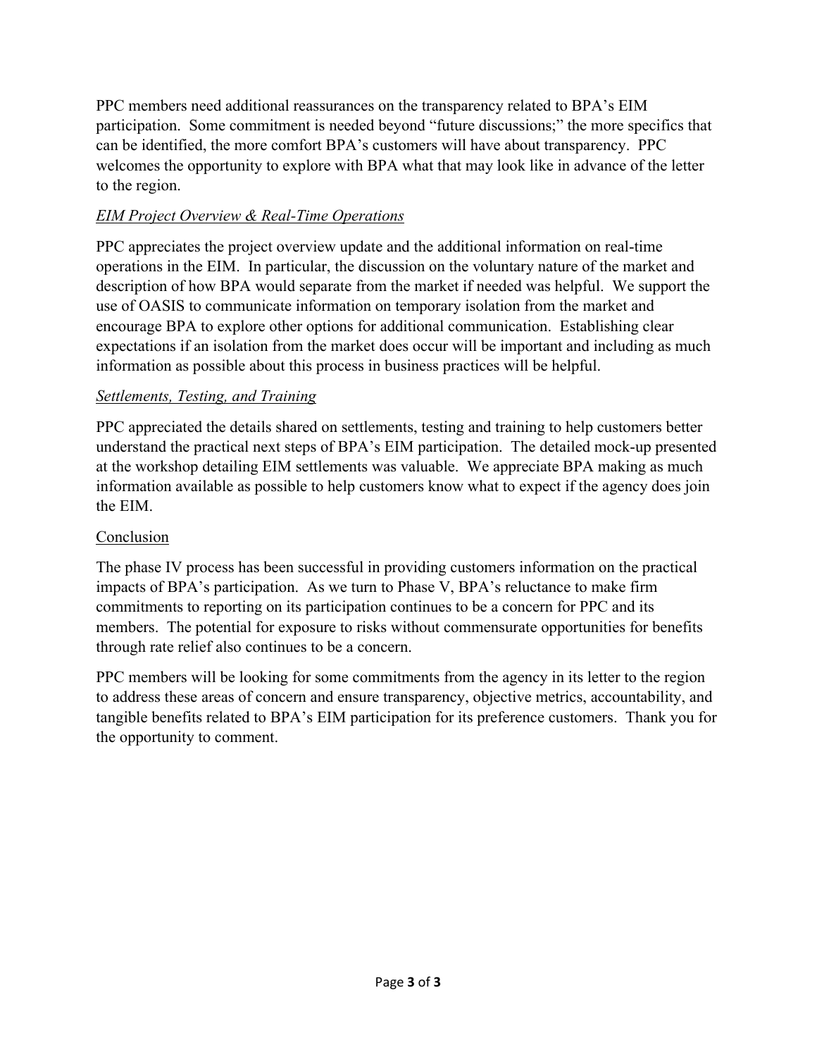PPC members need additional reassurances on the transparency related to BPA's EIM participation. Some commitment is needed beyond "future discussions;" the more specifics that can be identified, the more comfort BPA's customers will have about transparency. PPC welcomes the opportunity to explore with BPA what that may look like in advance of the letter to the region.

*EIM Project Overview & Real-Time Operations*

PPC appreciates the project overview update and the additional information on real-time operations in the EIM. In particular, the discussion on the voluntary nature of the market and description of how BPA would separate from the market if needed was helpful. We support the use of OASIS to communicate information on temporary isolation from the market and encourage BPA to explore other options for additional communication. Establishing clear expectations if an isolation from the market does occur will be important and including as much information as possible about this process in business practices will be helpful.

*Settlements, Testing, and Training*

PPC appreciated the details shared on settlements, testing and training to help customers better understand the practical next steps of BPA's EIM participation. The detailed mock-up presented at the workshop detailing EIM settlements was valuable. We appreciate BPA making as much information available as possible to help customers know what to expect if the agency does join the EIM.

Conclusion

The phase IV process has been successful in providing customers information on the practical impacts of BPA's participation. As we turn to Phase V, BPA's reluctance to make firm commitments to reporting on its participation continues to be a concern for PPC and its members. The potential for exposure to risks without commensurate opportunities for benefits through rate relief also continues to be a concern.

PPC members will be looking for some commitments from the agency in its letter to the region to address these areas of concern and ensure transparency, objective metrics, accountability, and tangible benefits related to BPA's EIM participation for its preference customers. Thank you for the opportunity to comment.